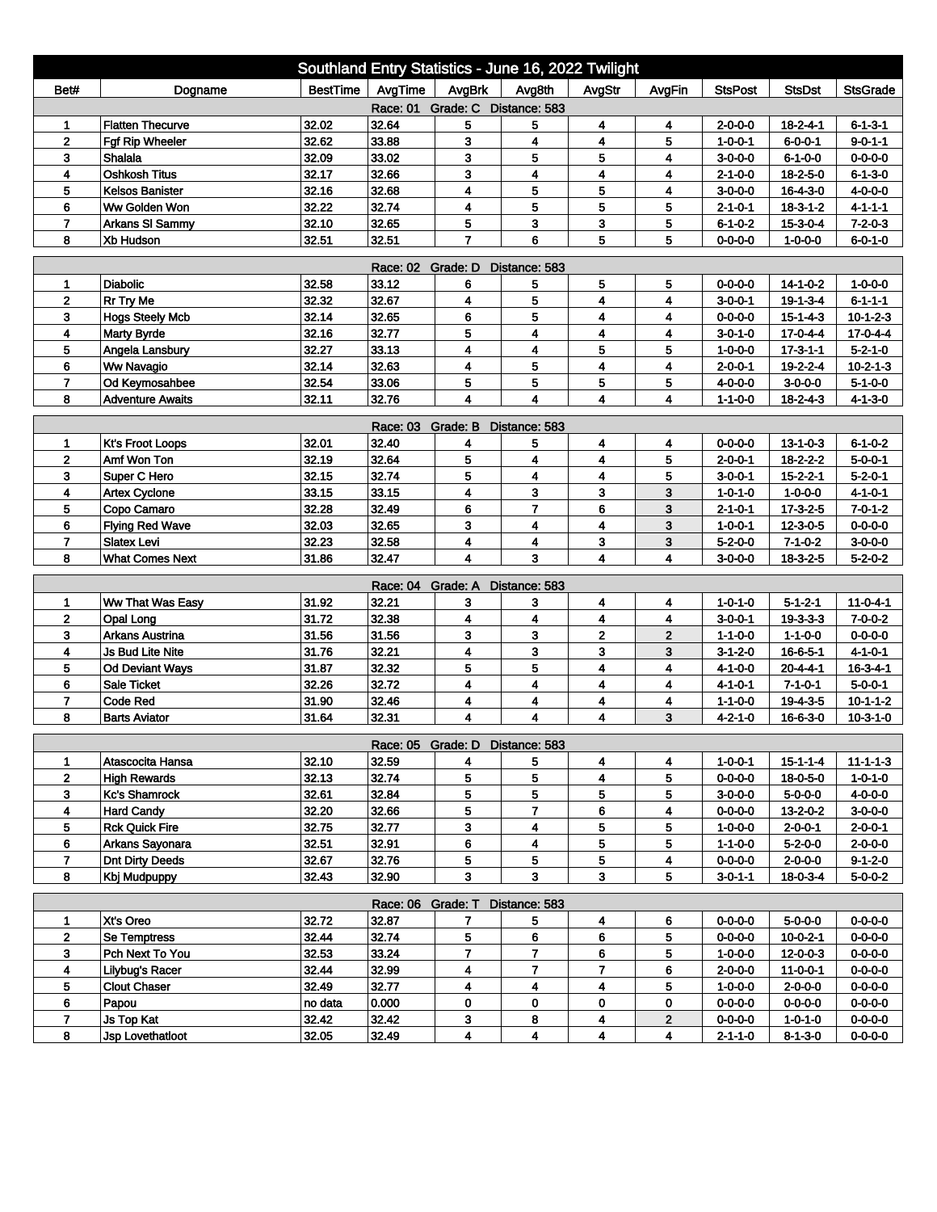## Southland Entry Statistics - June 16, 2022 Twilight

| Bet# | Dogname | BestTime | AvgTime | AvgBrk | Avg8th | AvgStr | AvgFin | StsPost | StsDst | StsGrade |
|---|---|---|---|---|---|---|---|---|---|---|
| Race: 01 Grade: C Distance: 583 | | | | | | | | | | |
| 1 | Flatten Thecurve | 32.02 | 32.64 | 5 | 5 | 4 | 4 | 2-0-0-0 | 18-2-4-1 | 6-1-3-1 |
| 2 | Fgf Rip Wheeler | 32.62 | 33.88 | 3 | 4 | 4 | 5 | 1-0-0-1 | 6-0-0-1 | 9-0-1-1 |
| 3 | Shalala | 32.09 | 33.02 | 3 | 5 | 5 | 4 | 3-0-0-0 | 6-1-0-0 | 0-0-0-0 |
| 4 | Oshkosh Titus | 32.17 | 32.66 | 3 | 4 | 4 | 4 | 2-1-0-0 | 18-2-5-0 | 6-1-3-0 |
| 5 | Kelsos Banister | 32.16 | 32.68 | 4 | 5 | 5 | 4 | 3-0-0-0 | 16-4-3-0 | 4-0-0-0 |
| 6 | Ww Golden Won | 32.22 | 32.74 | 4 | 5 | 5 | 5 | 2-1-0-1 | 18-3-1-2 | 4-1-1-1 |
| 7 | Arkans Sl Sammy | 32.10 | 32.65 | 5 | 3 | 3 | 5 | 6-1-0-2 | 15-3-0-4 | 7-2-0-3 |
| 8 | Xb Hudson | 32.51 | 32.51 | 7 | 6 | 5 | 5 | 0-0-0-0 | 1-0-0-0 | 6-0-1-0 |
| Race: 02 Grade: D Distance: 583 | | | | | | | | | | |
| 1 | Diabolic | 32.58 | 33.12 | 6 | 5 | 5 | 5 | 0-0-0-0 | 14-1-0-2 | 1-0-0-0 |
| 2 | Rr Try Me | 32.32 | 32.67 | 4 | 5 | 4 | 4 | 3-0-0-1 | 19-1-3-4 | 6-1-1-1 |
| 3 | Hogs Steely Mcb | 32.14 | 32.65 | 6 | 5 | 4 | 4 | 0-0-0-0 | 15-1-4-3 | 10-1-2-3 |
| 4 | Marty Byrde | 32.16 | 32.77 | 5 | 4 | 4 | 4 | 3-0-1-0 | 17-0-4-4 | 17-0-4-4 |
| 5 | Angela Lansbury | 32.27 | 33.13 | 4 | 4 | 5 | 5 | 1-0-0-0 | 17-3-1-1 | 5-2-1-0 |
| 6 | Ww Navagio | 32.14 | 32.63 | 4 | 5 | 4 | 4 | 2-0-0-1 | 19-2-2-4 | 10-2-1-3 |
| 7 | Od Keymosahbee | 32.54 | 33.06 | 5 | 5 | 5 | 5 | 4-0-0-0 | 3-0-0-0 | 5-1-0-0 |
| 8 | Adventure Awaits | 32.11 | 32.76 | 4 | 4 | 4 | 4 | 1-1-0-0 | 18-2-4-3 | 4-1-3-0 |
| Race: 03 Grade: B Distance: 583 | | | | | | | | | | |
| 1 | Kt's Froot Loops | 32.01 | 32.40 | 4 | 5 | 4 | 4 | 0-0-0-0 | 13-1-0-3 | 6-1-0-2 |
| 2 | Amf Won Ton | 32.19 | 32.64 | 5 | 4 | 4 | 5 | 2-0-0-1 | 18-2-2-3 | 5-0-0-1 |
| 3 | Super C Hero | 32.15 | 32.74 | 5 | 4 | 4 | 5 | 3-0-0-1 | 15-2-2-1 | 5-2-0-1 |
| 4 | Artex Cyclone | 33.15 | 33.15 | 4 | 3 | 3 | 3 | 1-0-1-0 | 1-0-0-0 | 4-1-0-1 |
| 5 | Copo Camaro | 32.28 | 32.49 | 6 | 7 | 6 | 3 | 2-1-0-1 | 17-3-2-5 | 7-0-1-2 |
| 6 | Flying Red Wave | 32.03 | 32.65 | 3 | 4 | 4 | 3 | 1-0-0-1 | 12-3-0-5 | 0-0-0-0 |
| 7 | Slatex Levi | 32.23 | 32.58 | 4 | 4 | 3 | 3 | 5-2-0-0 | 7-1-0-2 | 3-0-0-0 |
| 8 | What Comes Next | 31.86 | 32.47 | 4 | 3 | 4 | 4 | 3-0-0-0 | 18-3-2-5 | 5-2-0-2 |
| Race: 04 Grade: A Distance: 583 | | | | | | | | | | |
| 1 | Ww That Was Easy | 31.92 | 32.21 | 3 | 3 | 4 | 4 | 1-0-1-0 | 5-1-2-1 | 11-0-4-1 |
| 2 | Opal Long | 31.72 | 32.38 | 4 | 4 | 4 | 4 | 3-0-0-1 | 19-3-3-3 | 7-0-0-2 |
| 3 | Arkans Austrina | 31.56 | 31.56 | 3 | 3 | 2 | 2 | 1-1-0-0 | 1-1-0-0 | 0-0-0-0 |
| 4 | Js Bud Lite Nite | 31.76 | 32.21 | 4 | 3 | 3 | 3 | 3-1-2-0 | 16-6-5-1 | 4-1-0-1 |
| 5 | Od Deviant Ways | 31.87 | 32.32 | 5 | 5 | 4 | 4 | 4-1-0-0 | 20-4-4-1 | 16-3-4-1 |
| 6 | Sale Ticket | 32.26 | 32.72 | 4 | 4 | 4 | 4 | 4-1-0-1 | 7-1-0-1 | 5-0-0-1 |
| 7 | Code Red | 31.90 | 32.46 | 4 | 4 | 4 | 4 | 1-1-0-0 | 19-4-3-5 | 10-1-1-2 |
| 8 | Barts Aviator | 31.64 | 32.31 | 4 | 4 | 4 | 3 | 4-2-1-0 | 16-6-3-0 | 10-3-1-0 |
| Race: 05 Grade: D Distance: 583 | | | | | | | | | | |
| 1 | Atascocita Hansa | 32.10 | 32.59 | 4 | 5 | 4 | 4 | 1-0-0-1 | 15-1-1-4 | 11-1-1-3 |
| 2 | High Rewards | 32.13 | 32.74 | 5 | 5 | 4 | 5 | 0-0-0-0 | 18-0-5-0 | 1-0-1-0 |
| 3 | Kc's Shamrock | 32.61 | 32.84 | 5 | 5 | 5 | 5 | 3-0-0-0 | 5-0-0-0 | 4-0-0-0 |
| 4 | Hard Candy | 32.20 | 32.66 | 5 | 7 | 6 | 4 | 0-0-0-0 | 13-2-0-2 | 3-0-0-0 |
| 5 | Rck Quick Fire | 32.75 | 32.77 | 3 | 4 | 5 | 5 | 1-0-0-0 | 2-0-0-1 | 2-0-0-1 |
| 6 | Arkans Sayonara | 32.51 | 32.91 | 6 | 4 | 5 | 5 | 1-1-0-0 | 5-2-0-0 | 2-0-0-0 |
| 7 | Dnt Dirty Deeds | 32.67 | 32.76 | 5 | 5 | 5 | 4 | 0-0-0-0 | 2-0-0-0 | 9-1-2-0 |
| 8 | Kbj Mudpuppy | 32.43 | 32.90 | 3 | 3 | 3 | 5 | 3-0-1-1 | 18-0-3-4 | 5-0-0-2 |
| Race: 06 Grade: T Distance: 583 | | | | | | | | | | |
| 1 | Xt's Oreo | 32.72 | 32.87 | 7 | 5 | 4 | 6 | 0-0-0-0 | 5-0-0-0 | 0-0-0-0 |
| 2 | Se Temptress | 32.44 | 32.74 | 5 | 6 | 6 | 5 | 0-0-0-0 | 10-0-2-1 | 0-0-0-0 |
| 3 | Pch Next To You | 32.53 | 33.24 | 7 | 7 | 6 | 5 | 1-0-0-0 | 12-0-0-3 | 0-0-0-0 |
| 4 | Lilybug's Racer | 32.44 | 32.99 | 4 | 7 | 7 | 6 | 2-0-0-0 | 11-0-0-1 | 0-0-0-0 |
| 5 | Clout Chaser | 32.49 | 32.77 | 4 | 4 | 4 | 5 | 1-0-0-0 | 2-0-0-0 | 0-0-0-0 |
| 6 | Papou | no data | 0.000 | 0 | 0 | 0 | 0 | 0-0-0-0 | 0-0-0-0 | 0-0-0-0 |
| 7 | Js Top Kat | 32.42 | 32.42 | 3 | 8 | 4 | 2 | 0-0-0-0 | 1-0-1-0 | 0-0-0-0 |
| 8 | Jsp Lovethatloot | 32.05 | 32.49 | 4 | 4 | 4 | 4 | 2-1-1-0 | 8-1-3-0 | 0-0-0-0 |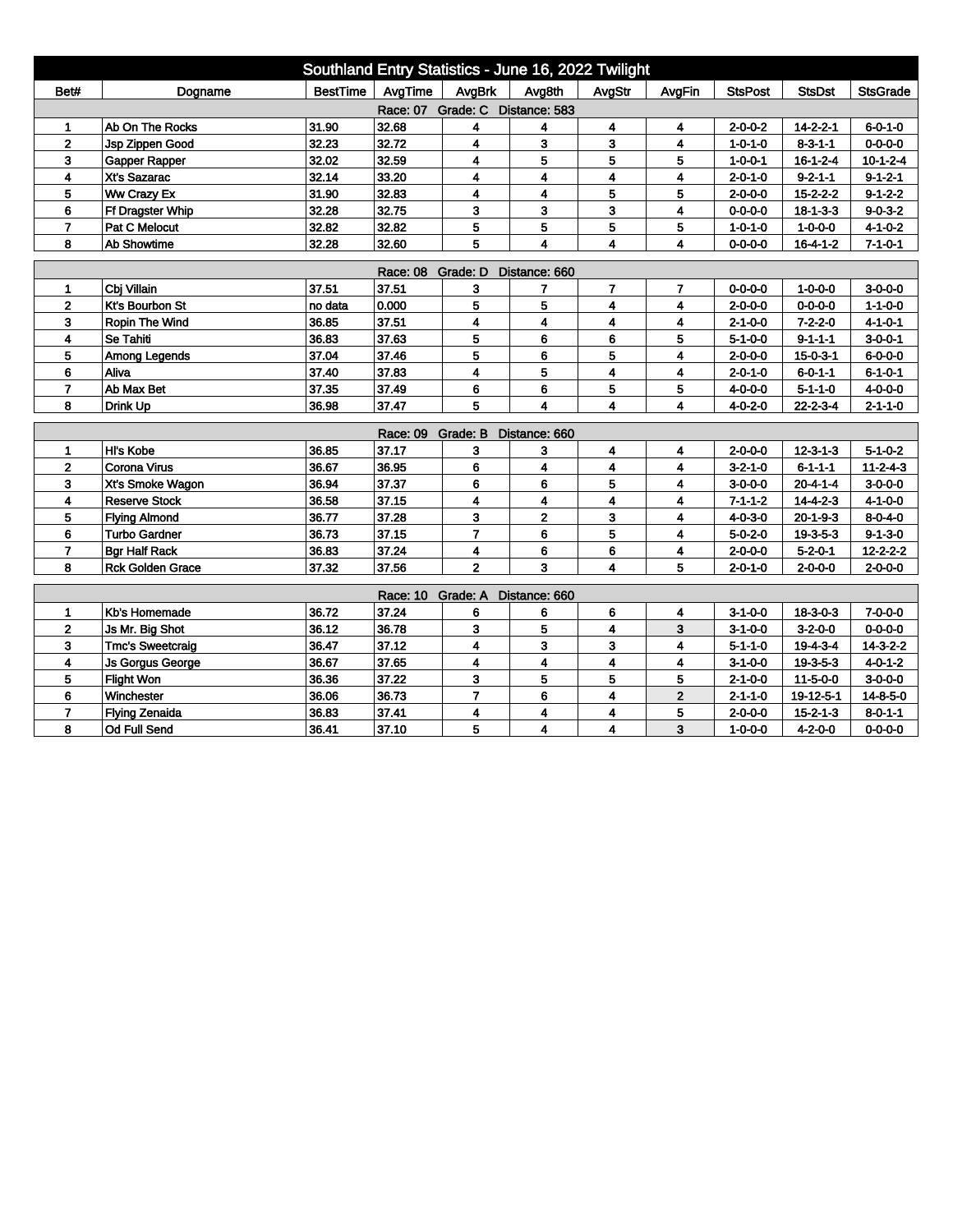# Southland Entry Statistics - June 16, 2022 Twilight

| Bet# | Dogname | BestTime | AvgTime | AvgBrk | Avg8th | AvgStr | AvgFin | StsPost | StsDst | StsGrade |
|---|---|---|---|---|---|---|---|---|---|---|
| Race: 07 Grade: C Distance: 583 | | | | | | | | | | |
| 1 | Ab On The Rocks | 31.90 | 32.68 | 4 | 4 | 4 | 4 | 2-0-0-2 | 14-2-2-1 | 6-0-1-0 |
| 2 | Jsp Zippen Good | 32.23 | 32.72 | 4 | 3 | 3 | 4 | 1-0-1-0 | 8-3-1-1 | 0-0-0-0 |
| 3 | Gapper Rapper | 32.02 | 32.59 | 4 | 5 | 5 | 5 | 1-0-0-1 | 16-1-2-4 | 10-1-2-4 |
| 4 | Xt's Sazarac | 32.14 | 33.20 | 4 | 4 | 4 | 4 | 2-0-1-0 | 9-2-1-1 | 9-1-2-1 |
| 5 | Ww Crazy Ex | 31.90 | 32.83 | 4 | 4 | 5 | 5 | 2-0-0-0 | 15-2-2-2 | 9-1-2-2 |
| 6 | Ff Dragster Whip | 32.28 | 32.75 | 3 | 3 | 3 | 4 | 0-0-0-0 | 18-1-3-3 | 9-0-3-2 |
| 7 | Pat C Melocut | 32.82 | 32.82 | 5 | 5 | 5 | 5 | 1-0-1-0 | 1-0-0-0 | 4-1-0-2 |
| 8 | Ab Showtime | 32.28 | 32.60 | 5 | 4 | 4 | 4 | 0-0-0-0 | 16-4-1-2 | 7-1-0-1 |
| Race: 08 Grade: D Distance: 660 | | | | | | | | | | |
| 1 | Cbj Villain | 37.51 | 37.51 | 3 | 7 | 7 | 7 | 0-0-0-0 | 1-0-0-0 | 3-0-0-0 |
| 2 | Kt's Bourbon St | no data | 0.000 | 5 | 5 | 4 | 4 | 2-0-0-0 | 0-0-0-0 | 1-1-0-0 |
| 3 | Ropin The Wind | 36.85 | 37.51 | 4 | 4 | 4 | 4 | 2-1-0-0 | 7-2-2-0 | 4-1-0-1 |
| 4 | Se Tahiti | 36.83 | 37.63 | 5 | 6 | 6 | 5 | 5-1-0-0 | 9-1-1-1 | 3-0-0-1 |
| 5 | Among Legends | 37.04 | 37.46 | 5 | 6 | 5 | 4 | 2-0-0-0 | 15-0-3-1 | 6-0-0-0 |
| 6 | Aliva | 37.40 | 37.83 | 4 | 5 | 4 | 4 | 2-0-1-0 | 6-0-1-1 | 6-1-0-1 |
| 7 | Ab Max Bet | 37.35 | 37.49 | 6 | 6 | 5 | 5 | 4-0-0-0 | 5-1-1-0 | 4-0-0-0 |
| 8 | Drink Up | 36.98 | 37.47 | 5 | 4 | 4 | 4 | 4-0-2-0 | 22-2-3-4 | 2-1-1-0 |
| Race: 09 Grade: B Distance: 660 | | | | | | | | | | |
| 1 | Hl's Kobe | 36.85 | 37.17 | 3 | 3 | 4 | 4 | 2-0-0-0 | 12-3-1-3 | 5-1-0-2 |
| 2 | Corona Virus | 36.67 | 36.95 | 6 | 4 | 4 | 4 | 3-2-1-0 | 6-1-1-1 | 11-2-4-3 |
| 3 | Xt's Smoke Wagon | 36.94 | 37.37 | 6 | 6 | 5 | 4 | 3-0-0-0 | 20-4-1-4 | 3-0-0-0 |
| 4 | Reserve Stock | 36.58 | 37.15 | 4 | 4 | 4 | 4 | 7-1-1-2 | 14-4-2-3 | 4-1-0-0 |
| 5 | Flying Almond | 36.77 | 37.28 | 3 | 2 | 3 | 4 | 4-0-3-0 | 20-1-9-3 | 8-0-4-0 |
| 6 | Turbo Gardner | 36.73 | 37.15 | 7 | 6 | 5 | 4 | 5-0-2-0 | 19-3-5-3 | 9-1-3-0 |
| 7 | Bgr Half Rack | 36.83 | 37.24 | 4 | 6 | 6 | 4 | 2-0-0-0 | 5-2-0-1 | 12-2-2-2 |
| 8 | Rck Golden Grace | 37.32 | 37.56 | 2 | 3 | 4 | 5 | 2-0-1-0 | 2-0-0-0 | 2-0-0-0 |
| Race: 10 Grade: A Distance: 660 | | | | | | | | | | |
| 1 | Kb's Homemade | 36.72 | 37.24 | 6 | 6 | 6 | 4 | 3-1-0-0 | 18-3-0-3 | 7-0-0-0 |
| 2 | Js Mr. Big Shot | 36.12 | 36.78 | 3 | 5 | 4 | 3 | 3-1-0-0 | 3-2-0-0 | 0-0-0-0 |
| 3 | Tmc's Sweetcraig | 36.47 | 37.12 | 4 | 3 | 3 | 4 | 5-1-1-0 | 19-4-3-4 | 14-3-2-2 |
| 4 | Js Gorgus George | 36.67 | 37.65 | 4 | 4 | 4 | 4 | 3-1-0-0 | 19-3-5-3 | 4-0-1-2 |
| 5 | Flight Won | 36.36 | 37.22 | 3 | 5 | 5 | 5 | 2-1-0-0 | 11-5-0-0 | 3-0-0-0 |
| 6 | Winchester | 36.06 | 36.73 | 7 | 6 | 4 | 2 | 2-1-1-0 | 19-12-5-1 | 14-8-5-0 |
| 7 | Flying Zenaida | 36.83 | 37.41 | 4 | 4 | 4 | 5 | 2-0-0-0 | 15-2-1-3 | 8-0-1-1 |
| 8 | Od Full Send | 36.41 | 37.10 | 5 | 4 | 4 | 3 | 1-0-0-0 | 4-2-0-0 | 0-0-0-0 |